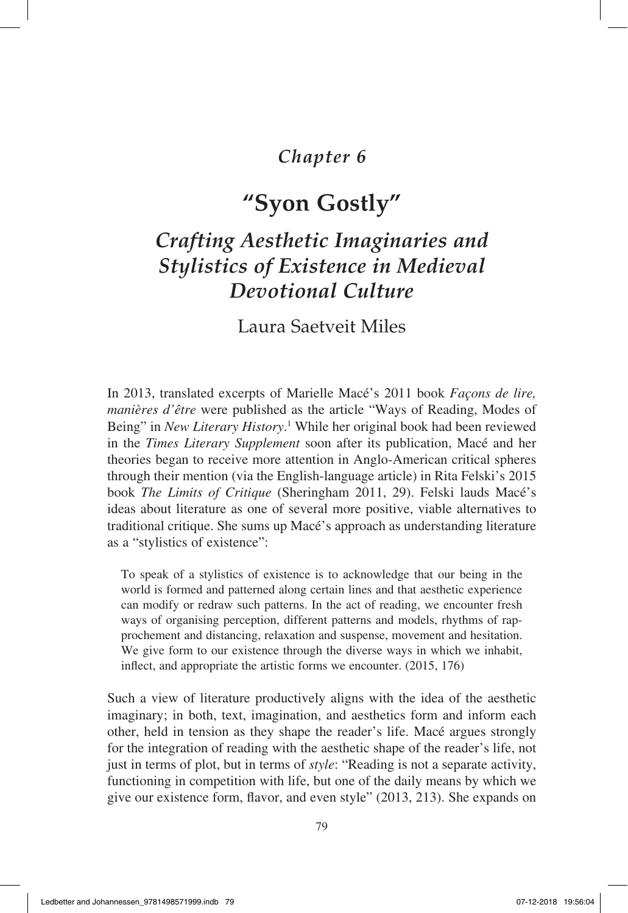*Chapter 6*

# "Syon Gostly"

## *Crafting Aesthetic Imaginaries and Stylistics of Existence in Medieval Devotional Culture*

Laura Saetveit Miles

In 2013, translated excerpts of Marielle Macé's 2011 book *Façons de lire, manières d'être* were published as the article "Ways of Reading, Modes of Being" in *New Literary History*.[1] While her original book had been reviewed in the *Times Literary Supplement* soon after its publication, Macé and her theories began to receive more attention in Anglo-American critical spheres through their mention (via the English-language article) in Rita Felski's 2015 book *The Limits of Critique* (Sheringham 2011, 29). Felski lauds Macé's ideas about literature as one of several more positive, viable alternatives to traditional critique. She sums up Macé's approach as understanding literature as a "stylistics of existence":

> To speak of a stylistics of existence is to acknowledge that our being in the world is formed and patterned along certain lines and that aesthetic experience can modify or redraw such patterns. In the act of reading, we encounter fresh ways of organising perception, different patterns and models, rhythms of rapprochement and distancing, relaxation and suspense, movement and hesitation. We give form to our existence through the diverse ways in which we inhabit, inflect, and appropriate the artistic forms we encounter. (2015, 176)

Such a view of literature productively aligns with the idea of the aesthetic imaginary; in both, text, imagination, and aesthetics form and inform each other, held in tension as they shape the reader's life. Macé argues strongly for the integration of reading with the aesthetic shape of the reader's life, not just in terms of plot, but in terms of *style*: "Reading is not a separate activity, functioning in competition with life, but one of the daily means by which we give our existence form, flavor, and even style" (2013, 213). She expands on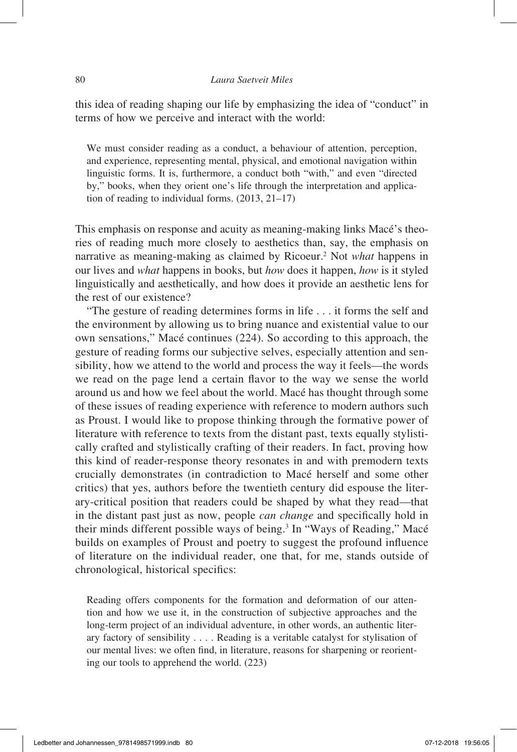this idea of reading shaping our life by emphasizing the idea of "conduct" in terms of how we perceive and interact with the world:

> We must consider reading as a conduct, a behaviour of attention, perception, and experience, representing mental, physical, and emotional navigation within linguistic forms. It is, furthermore, a conduct both "with," and even "directed by," books, when they orient one's life through the interpretation and application of reading to individual forms. (2013, 21–17)

This emphasis on response and acuity as meaning-making links Macé's theories of reading much more closely to aesthetics than, say, the emphasis on narrative as meaning-making as claimed by Ricoeur.[2] Not *what* happens in our lives and *what* happens in books, but *how* does it happen, *how* is it styled linguistically and aesthetically, and how does it provide an aesthetic lens for the rest of our existence?

"The gesture of reading determines forms in life . . . it forms the self and the environment by allowing us to bring nuance and existential value to our own sensations," Macé continues (224). So according to this approach, the gesture of reading forms our subjective selves, especially attention and sensibility, how we attend to the world and process the way it feels—the words we read on the page lend a certain flavor to the way we sense the world around us and how we feel about the world. Macé has thought through some of these issues of reading experience with reference to modern authors such as Proust. I would like to propose thinking through the formative power of literature with reference to texts from the distant past, texts equally stylistically crafted and stylistically crafting of their readers. In fact, proving how this kind of reader-response theory resonates in and with premodern texts crucially demonstrates (in contradiction to Macé herself and some other critics) that yes, authors before the twentieth century did espouse the literary-critical position that readers could be shaped by what they read—that in the distant past just as now, people *can change* and specifically hold in their minds different possible ways of being.[3] In "Ways of Reading," Macé builds on examples of Proust and poetry to suggest the profound influence of literature on the individual reader, one that, for me, stands outside of chronological, historical specifics:

> Reading offers components for the formation and deformation of our attention and how we use it, in the construction of subjective approaches and the long-term project of an individual adventure, in other words, an authentic literary factory of sensibility . . . . Reading is a veritable catalyst for stylisation of our mental lives: we often find, in literature, reasons for sharpening or reorienting our tools to apprehend the world. (223)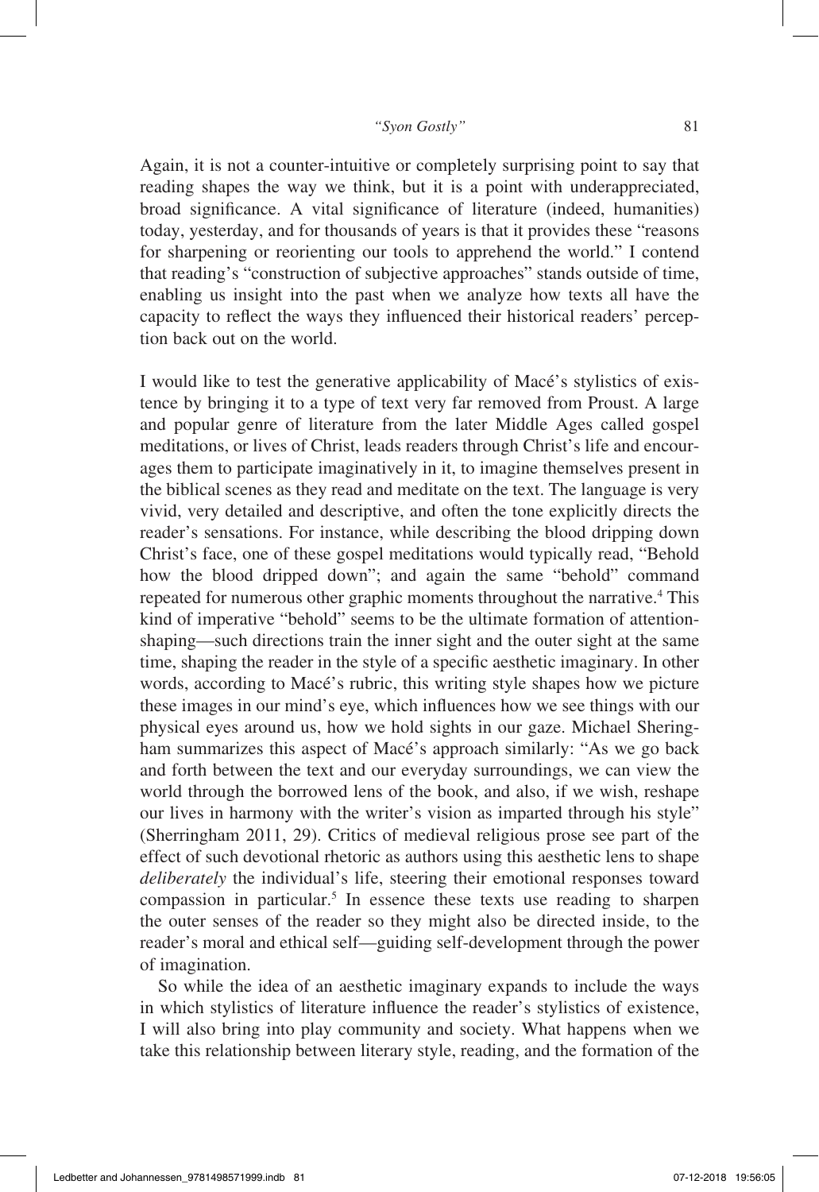Again, it is not a counter-intuitive or completely surprising point to say that reading shapes the way we think, but it is a point with underappreciated, broad significance. A vital significance of literature (indeed, humanities) today, yesterday, and for thousands of years is that it provides these "reasons for sharpening or reorienting our tools to apprehend the world." I contend that reading's "construction of subjective approaches" stands outside of time, enabling us insight into the past when we analyze how texts all have the capacity to reflect the ways they influenced their historical readers' perception back out on the world.

I would like to test the generative applicability of Macé's stylistics of existence by bringing it to a type of text very far removed from Proust. A large and popular genre of literature from the later Middle Ages called gospel meditations, or lives of Christ, leads readers through Christ's life and encourages them to participate imaginatively in it, to imagine themselves present in the biblical scenes as they read and meditate on the text. The language is very vivid, very detailed and descriptive, and often the tone explicitly directs the reader's sensations. For instance, while describing the blood dripping down Christ's face, one of these gospel meditations would typically read, "Behold how the blood dripped down"; and again the same "behold" command repeated for numerous other graphic moments throughout the narrative.[4] This kind of imperative "behold" seems to be the ultimate formation of attention-shaping—such directions train the inner sight and the outer sight at the same time, shaping the reader in the style of a specific aesthetic imaginary. In other words, according to Macé's rubric, this writing style shapes how we picture these images in our mind's eye, which influences how we see things with our physical eyes around us, how we hold sights in our gaze. Michael Sheringham summarizes this aspect of Macé's approach similarly: "As we go back and forth between the text and our everyday surroundings, we can view the world through the borrowed lens of the book, and also, if we wish, reshape our lives in harmony with the writer's vision as imparted through his style" (Sherringham 2011, 29). Critics of medieval religious prose see part of the effect of such devotional rhetoric as authors using this aesthetic lens to shape *deliberately* the individual's life, steering their emotional responses toward compassion in particular.[5] In essence these texts use reading to sharpen the outer senses of the reader so they might also be directed inside, to the reader's moral and ethical self—guiding self-development through the power of imagination.

So while the idea of an aesthetic imaginary expands to include the ways in which stylistics of literature influence the reader's stylistics of existence, I will also bring into play community and society. What happens when we take this relationship between literary style, reading, and the formation of the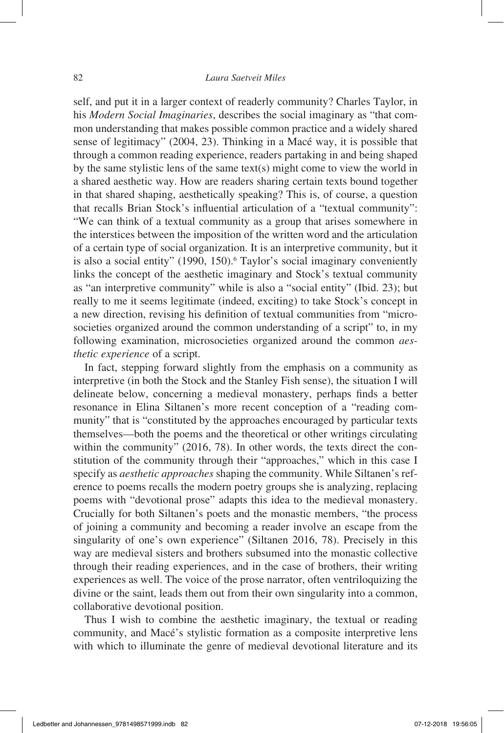self, and put it in a larger context of readerly community? Charles Taylor, in his *Modern Social Imaginaries*, describes the social imaginary as "that common understanding that makes possible common practice and a widely shared sense of legitimacy" (2004, 23). Thinking in a Macé way, it is possible that through a common reading experience, readers partaking in and being shaped by the same stylistic lens of the same text(s) might come to view the world in a shared aesthetic way. How are readers sharing certain texts bound together in that shared shaping, aesthetically speaking? This is, of course, a question that recalls Brian Stock's influential articulation of a "textual community": "We can think of a textual community as a group that arises somewhere in the interstices between the imposition of the written word and the articulation of a certain type of social organization. It is an interpretive community, but it is also a social entity" (1990, 150).[6] Taylor's social imaginary conveniently links the concept of the aesthetic imaginary and Stock's textual community as "an interpretive community" while is also a "social entity" (Ibid. 23); but really to me it seems legitimate (indeed, exciting) to take Stock's concept in a new direction, revising his definition of textual communities from "microsocieties organized around the common understanding of a script" to, in my following examination, microsocieties organized around the common *aesthetic experience* of a script.

In fact, stepping forward slightly from the emphasis on a community as interpretive (in both the Stock and the Stanley Fish sense), the situation I will delineate below, concerning a medieval monastery, perhaps finds a better resonance in Elina Siltanen's more recent conception of a "reading community" that is "constituted by the approaches encouraged by particular texts themselves—both the poems and the theoretical or other writings circulating within the community" (2016, 78). In other words, the texts direct the constitution of the community through their "approaches," which in this case I specify as *aesthetic approaches* shaping the community. While Siltanen's reference to poems recalls the modern poetry groups she is analyzing, replacing poems with "devotional prose" adapts this idea to the medieval monastery. Crucially for both Siltanen's poets and the monastic members, "the process of joining a community and becoming a reader involve an escape from the singularity of one's own experience" (Siltanen 2016, 78). Precisely in this way are medieval sisters and brothers subsumed into the monastic collective through their reading experiences, and in the case of brothers, their writing experiences as well. The voice of the prose narrator, often ventriloquizing the divine or the saint, leads them out from their own singularity into a common, collaborative devotional position.

Thus I wish to combine the aesthetic imaginary, the textual or reading community, and Macé's stylistic formation as a composite interpretive lens with which to illuminate the genre of medieval devotional literature and its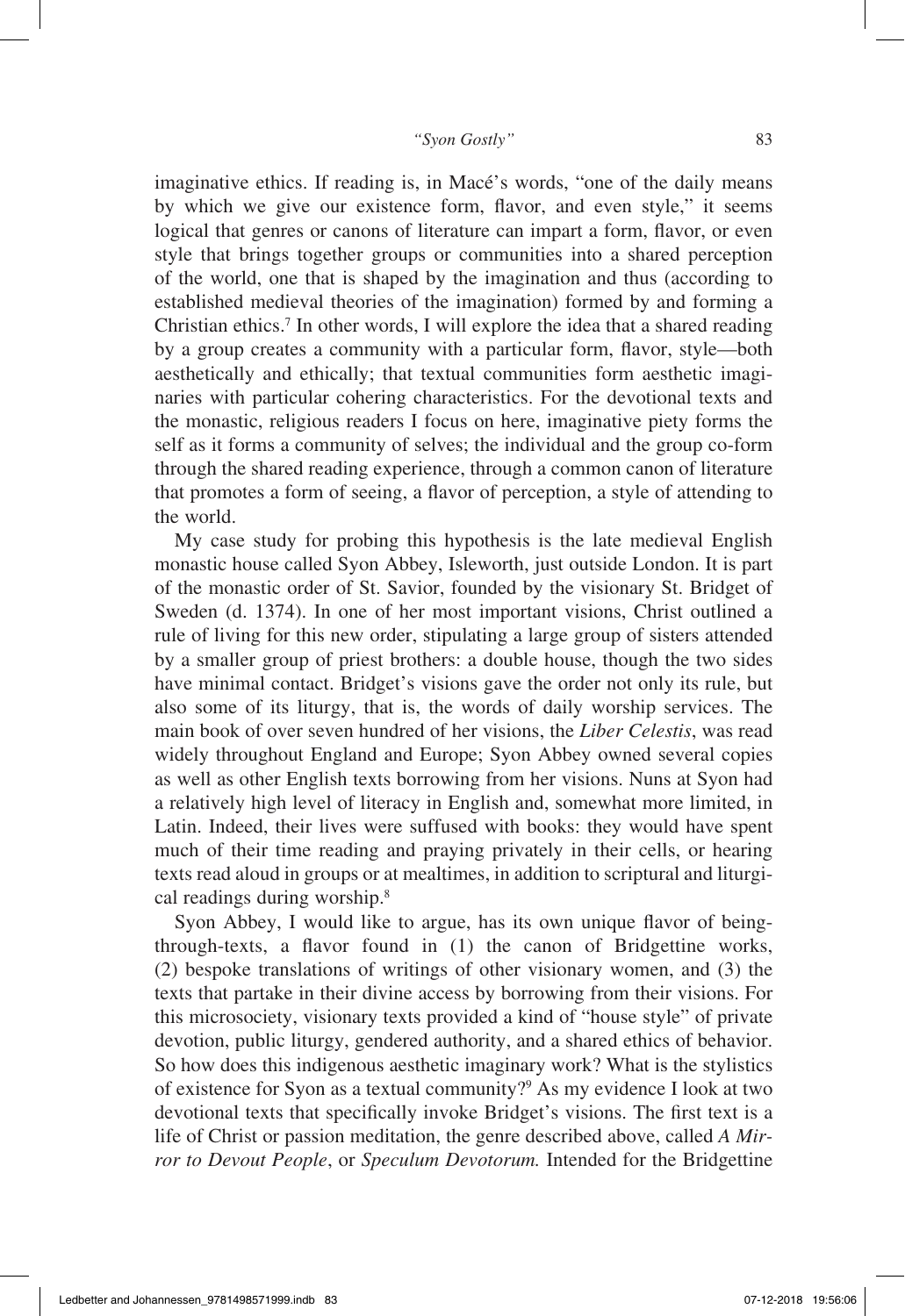imaginative ethics. If reading is, in Macé's words, "one of the daily means by which we give our existence form, flavor, and even style," it seems logical that genres or canons of literature can impart a form, flavor, or even style that brings together groups or communities into a shared perception of the world, one that is shaped by the imagination and thus (according to established medieval theories of the imagination) formed by and forming a Christian ethics.[7] In other words, I will explore the idea that a shared reading by a group creates a community with a particular form, flavor, style—both aesthetically and ethically; that textual communities form aesthetic imaginaries with particular cohering characteristics. For the devotional texts and the monastic, religious readers I focus on here, imaginative piety forms the self as it forms a community of selves; the individual and the group co-form through the shared reading experience, through a common canon of literature that promotes a form of seeing, a flavor of perception, a style of attending to the world.

My case study for probing this hypothesis is the late medieval English monastic house called Syon Abbey, Isleworth, just outside London. It is part of the monastic order of St. Savior, founded by the visionary St. Bridget of Sweden (d. 1374). In one of her most important visions, Christ outlined a rule of living for this new order, stipulating a large group of sisters attended by a smaller group of priest brothers: a double house, though the two sides have minimal contact. Bridget's visions gave the order not only its rule, but also some of its liturgy, that is, the words of daily worship services. The main book of over seven hundred of her visions, the *Liber Celestis*, was read widely throughout England and Europe; Syon Abbey owned several copies as well as other English texts borrowing from her visions. Nuns at Syon had a relatively high level of literacy in English and, somewhat more limited, in Latin. Indeed, their lives were suffused with books: they would have spent much of their time reading and praying privately in their cells, or hearing texts read aloud in groups or at mealtimes, in addition to scriptural and liturgical readings during worship.[8]

Syon Abbey, I would like to argue, has its own unique flavor of being-through-texts, a flavor found in (1) the canon of Bridgettine works, (2) bespoke translations of writings of other visionary women, and (3) the texts that partake in their divine access by borrowing from their visions. For this microsociety, visionary texts provided a kind of "house style" of private devotion, public liturgy, gendered authority, and a shared ethics of behavior. So how does this indigenous aesthetic imaginary work? What is the stylistics of existence for Syon as a textual community?[9] As my evidence I look at two devotional texts that specifically invoke Bridget's visions. The first text is a life of Christ or passion meditation, the genre described above, called *A Mirror to Devout People*, or *Speculum Devotorum.* Intended for the Bridgettine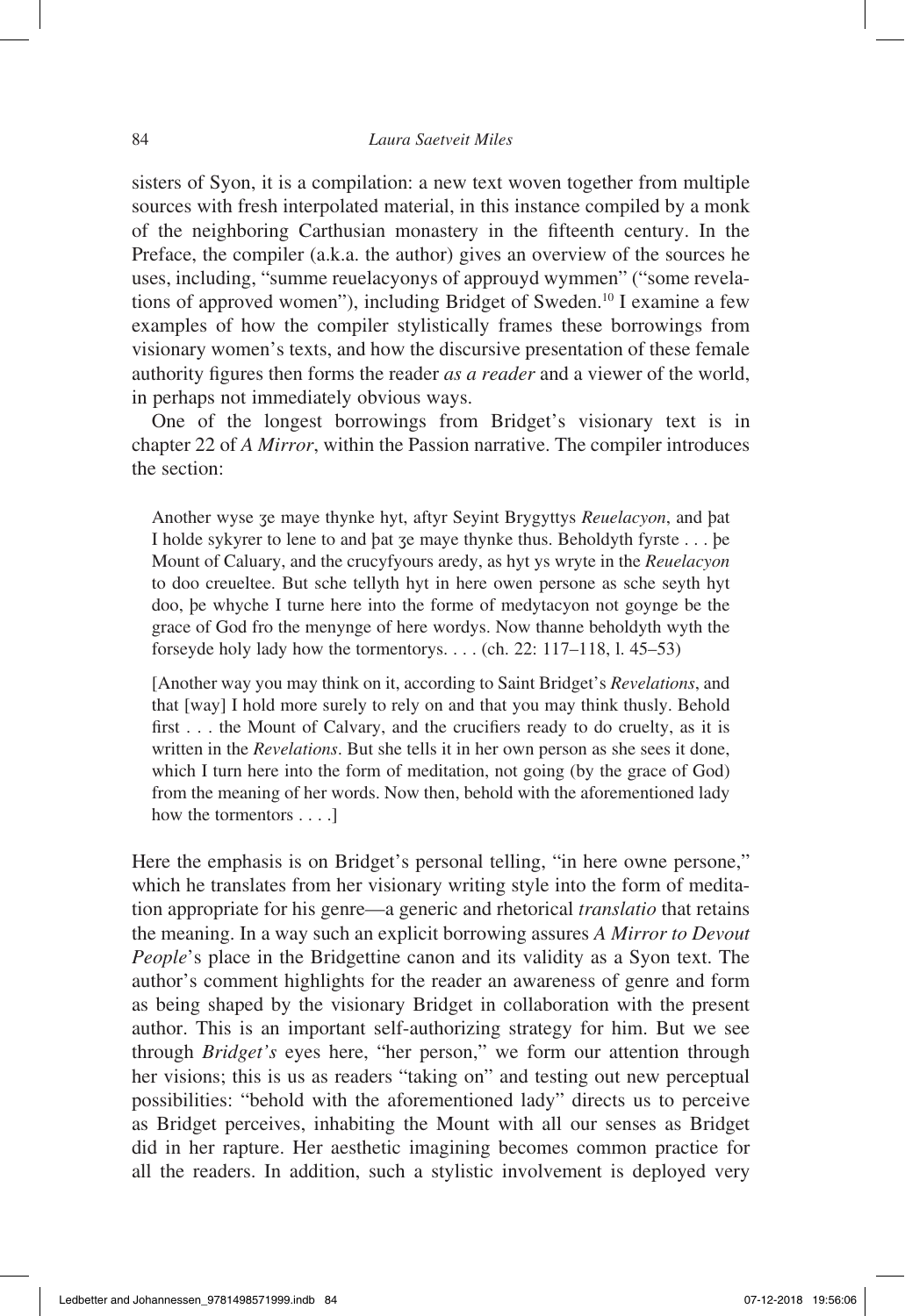sisters of Syon, it is a compilation: a new text woven together from multiple sources with fresh interpolated material, in this instance compiled by a monk of the neighboring Carthusian monastery in the fifteenth century. In the Preface, the compiler (a.k.a. the author) gives an overview of the sources he uses, including, "summe reuelacyonys of approuyd wymmen" ("some revelations of approved women"), including Bridget of Sweden.[10] I examine a few examples of how the compiler stylistically frames these borrowings from visionary women's texts, and how the discursive presentation of these female authority figures then forms the reader *as a reader* and a viewer of the world, in perhaps not immediately obvious ways.

One of the longest borrowings from Bridget's visionary text is in chapter 22 of *A Mirror*, within the Passion narrative. The compiler introduces the section:

> Another wyse ȝe maye thynke hyt, aftyr Seyint Brygyttys *Reuelacyon*, and þat I holde sykyrer to lene to and þat ȝe maye thynke thus. Beholdyth fyrste . . . þe Mount of Caluary, and the crucyfyours aredy, as hyt ys wryte in the *Reuelacyon* to doo creueltee. But sche tellyth hyt in here owen persone as sche seyth hyt doo, þe whyche I turne here into the forme of medytacyon not goynge be the grace of God fro the menynge of here wordys. Now thanne beholdyth wyth the forseyde holy lady how the tormentorys. . . . (ch. 22: 117–118, l. 45–53)

> [Another way you may think on it, according to Saint Bridget's *Revelations*, and that [way] I hold more surely to rely on and that you may think thusly. Behold first . . . the Mount of Calvary, and the crucifiers ready to do cruelty, as it is written in the *Revelations*. But she tells it in her own person as she sees it done, which I turn here into the form of meditation, not going (by the grace of God) from the meaning of her words. Now then, behold with the aforementioned lady how the tormentors . . . .]

Here the emphasis is on Bridget's personal telling, "in here owne persone," which he translates from her visionary writing style into the form of meditation appropriate for his genre—a generic and rhetorical *translatio* that retains the meaning. In a way such an explicit borrowing assures *A Mirror to Devout People*'s place in the Bridgettine canon and its validity as a Syon text. The author's comment highlights for the reader an awareness of genre and form as being shaped by the visionary Bridget in collaboration with the present author. This is an important self-authorizing strategy for him. But we see through *Bridget's* eyes here, "her person," we form our attention through her visions; this is us as readers "taking on" and testing out new perceptual possibilities: "behold with the aforementioned lady" directs us to perceive as Bridget perceives, inhabiting the Mount with all our senses as Bridget did in her rapture. Her aesthetic imagining becomes common practice for all the readers. In addition, such a stylistic involvement is deployed very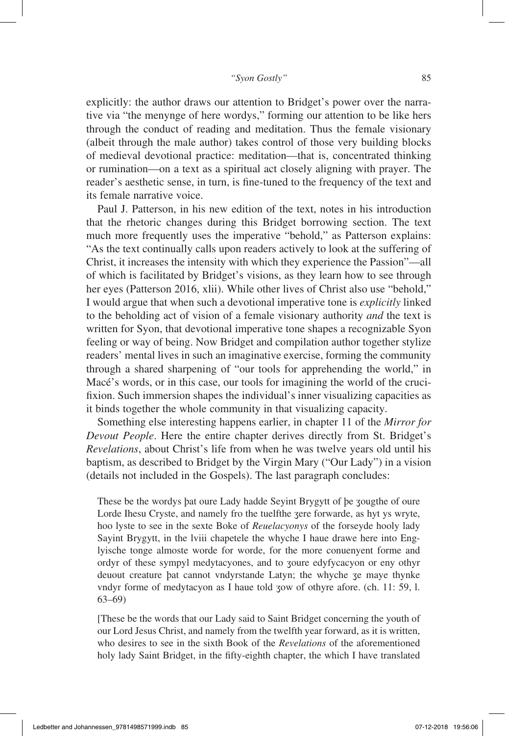explicitly: the author draws our attention to Bridget's power over the narrative via "the menynge of here wordys," forming our attention to be like hers through the conduct of reading and meditation. Thus the female visionary (albeit through the male author) takes control of those very building blocks of medieval devotional practice: meditation—that is, concentrated thinking or rumination—on a text as a spiritual act closely aligning with prayer. The reader's aesthetic sense, in turn, is fine-tuned to the frequency of the text and its female narrative voice.

Paul J. Patterson, in his new edition of the text, notes in his introduction that the rhetoric changes during this Bridget borrowing section. The text much more frequently uses the imperative "behold," as Patterson explains: "As the text continually calls upon readers actively to look at the suffering of Christ, it increases the intensity with which they experience the Passion"—all of which is facilitated by Bridget's visions, as they learn how to see through her eyes (Patterson 2016, xlii). While other lives of Christ also use "behold," I would argue that when such a devotional imperative tone is *explicitly* linked to the beholding act of vision of a female visionary authority *and* the text is written for Syon, that devotional imperative tone shapes a recognizable Syon feeling or way of being. Now Bridget and compilation author together stylize readers' mental lives in such an imaginative exercise, forming the community through a shared sharpening of "our tools for apprehending the world," in Macé's words, or in this case, our tools for imagining the world of the crucifixion. Such immersion shapes the individual's inner visualizing capacities as it binds together the whole community in that visualizing capacity.

Something else interesting happens earlier, in chapter 11 of the *Mirror for Devout People*. Here the entire chapter derives directly from St. Bridget's *Revelations*, about Christ's life from when he was twelve years old until his baptism, as described to Bridget by the Virgin Mary ("Our Lady") in a vision (details not included in the Gospels). The last paragraph concludes:

> These be the wordys þat oure Lady hadde Seyint Brygytt of þe ȝougthe of oure Lorde Ihesu Cryste, and namely fro the tuelfthe ȝere forwarde, as hyt ys wryte, hoo lyste to see in the sexte Boke of *Reuelacyonys* of the forseyde hooly lady Sayint Brygytt, in the lviii chapetele the whyche I haue drawe here into Englyische tonge almoste worde for worde, for the more conuenyent forme and ordyr of these sympyl medytacyones, and to ȝoure edyfycacyon or eny othyr deuout creature þat cannot vndyrstande Latyn; the whyche ȝe maye thynke vndyr forme of medytacyon as I haue told ȝow of othyre afore. (ch. 11: 59, l. 63–69)

> [These be the words that our Lady said to Saint Bridget concerning the youth of our Lord Jesus Christ, and namely from the twelfth year forward, as it is written, who desires to see in the sixth Book of the *Revelations* of the aforementioned holy lady Saint Bridget, in the fifty-eighth chapter, the which I have translated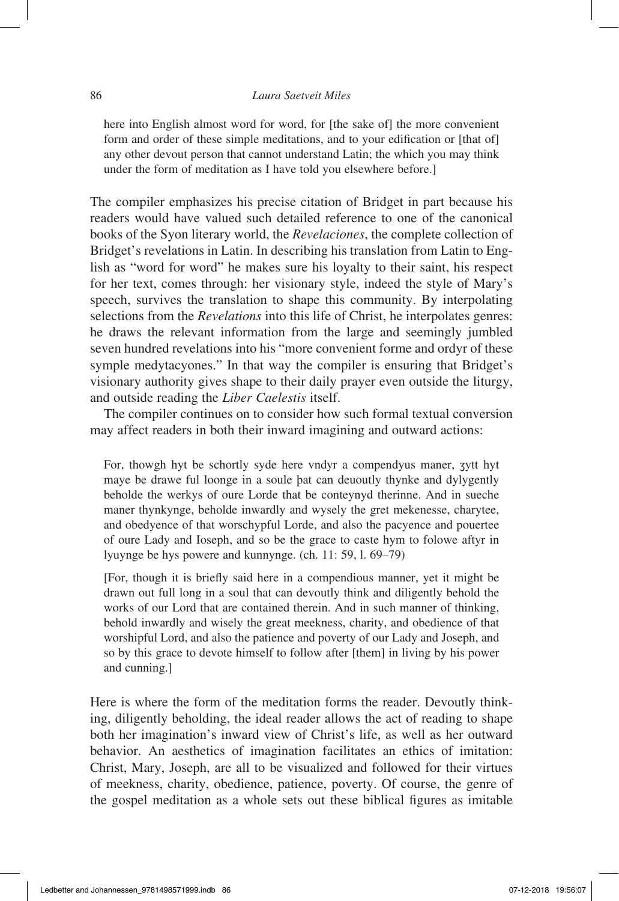here into English almost word for word, for [the sake of] the more convenient form and order of these simple meditations, and to your edification or [that of] any other devout person that cannot understand Latin; the which you may think under the form of meditation as I have told you elsewhere before.]

The compiler emphasizes his precise citation of Bridget in part because his readers would have valued such detailed reference to one of the canonical books of the Syon literary world, the *Revelaciones*, the complete collection of Bridget's revelations in Latin. In describing his translation from Latin to English as "word for word" he makes sure his loyalty to their saint, his respect for her text, comes through: her visionary style, indeed the style of Mary's speech, survives the translation to shape this community. By interpolating selections from the *Revelations* into this life of Christ, he interpolates genres: he draws the relevant information from the large and seemingly jumbled seven hundred revelations into his "more convenient forme and ordyr of these symple medytacyones." In that way the compiler is ensuring that Bridget's visionary authority gives shape to their daily prayer even outside the liturgy, and outside reading the *Liber Caelestis* itself.

The compiler continues on to consider how such formal textual conversion may affect readers in both their inward imagining and outward actions:

> For, thowgh hyt be schortly syde here vndyr a compendyus maner, ȝytt hyt maye be drawe ful loonge in a soule þat can deuoutly thynke and dylygently beholde the werkys of oure Lorde that be conteynyd therinne. And in sueche maner thynkynge, beholde inwardly and wysely the gret mekenesse, charytee, and obedyence of that worschypful Lorde, and also the pacyence and pouertee of oure Lady and Ioseph, and so be the grace to caste hym to folowe aftyr in lyuynge be hys powere and kunnynge. (ch. 11: 59, l. 69–79)
>
> [For, though it is briefly said here in a compendious manner, yet it might be drawn out full long in a soul that can devoutly think and diligently behold the works of our Lord that are contained therein. And in such manner of thinking, behold inwardly and wisely the great meekness, charity, and obedience of that worshipful Lord, and also the patience and poverty of our Lady and Joseph, and so by this grace to devote himself to follow after [them] in living by his power and cunning.]

Here is where the form of the meditation forms the reader. Devoutly thinking, diligently beholding, the ideal reader allows the act of reading to shape both her imagination's inward view of Christ's life, as well as her outward behavior. An aesthetics of imagination facilitates an ethics of imitation: Christ, Mary, Joseph, are all to be visualized and followed for their virtues of meekness, charity, obedience, patience, poverty. Of course, the genre of the gospel meditation as a whole sets out these biblical figures as imitable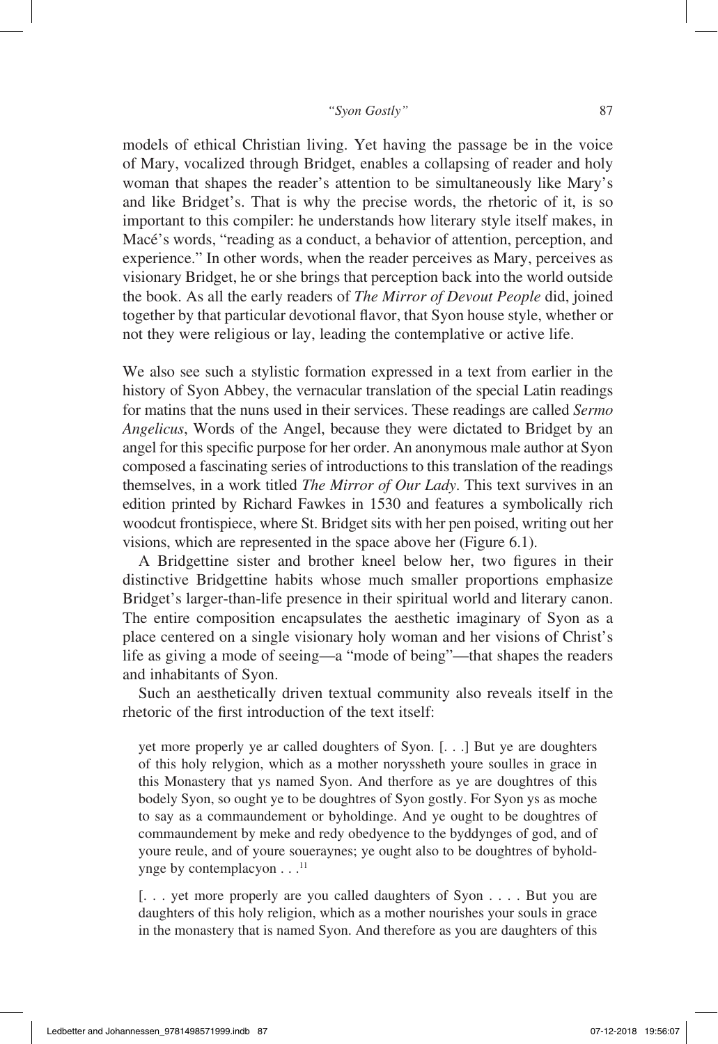models of ethical Christian living. Yet having the passage be in the voice of Mary, vocalized through Bridget, enables a collapsing of reader and holy woman that shapes the reader's attention to be simultaneously like Mary's and like Bridget's. That is why the precise words, the rhetoric of it, is so important to this compiler: he understands how literary style itself makes, in Macé's words, "reading as a conduct, a behavior of attention, perception, and experience." In other words, when the reader perceives as Mary, perceives as visionary Bridget, he or she brings that perception back into the world outside the book. As all the early readers of *The Mirror of Devout People* did, joined together by that particular devotional flavor, that Syon house style, whether or not they were religious or lay, leading the contemplative or active life.

We also see such a stylistic formation expressed in a text from earlier in the history of Syon Abbey, the vernacular translation of the special Latin readings for matins that the nuns used in their services. These readings are called *Sermo Angelicus*, Words of the Angel, because they were dictated to Bridget by an angel for this specific purpose for her order. An anonymous male author at Syon composed a fascinating series of introductions to this translation of the readings themselves, in a work titled *The Mirror of Our Lady*. This text survives in an edition printed by Richard Fawkes in 1530 and features a symbolically rich woodcut frontispiece, where St. Bridget sits with her pen poised, writing out her visions, which are represented in the space above her (Figure 6.1).

A Bridgettine sister and brother kneel below her, two figures in their distinctive Bridgettine habits whose much smaller proportions emphasize Bridget's larger-than-life presence in their spiritual world and literary canon. The entire composition encapsulates the aesthetic imaginary of Syon as a place centered on a single visionary holy woman and her visions of Christ's life as giving a mode of seeing—a "mode of being"—that shapes the readers and inhabitants of Syon.

Such an aesthetically driven textual community also reveals itself in the rhetoric of the first introduction of the text itself:

> yet more properly ye ar called doughters of Syon. [. . .] But ye are doughters of this holy relygion, which as a mother noryssheth youre soulles in grace in this Monastery that ys named Syon. And therfore as ye are doughtres of this bodely Syon, so ought ye to be doughtres of Syon gostly. For Syon ys as moche to say as a commaundement or byholdinge. And ye ought to be doughtres of commaundement by meke and redy obedyence to the byddynges of god, and of youre reule, and of youre soueraynes; ye ought also to be doughtres of byholdynge by contemplacyon . . .[11]

> [. . . yet more properly are you called daughters of Syon . . . . But you are daughters of this holy religion, which as a mother nourishes your souls in grace in the monastery that is named Syon. And therefore as you are daughters of this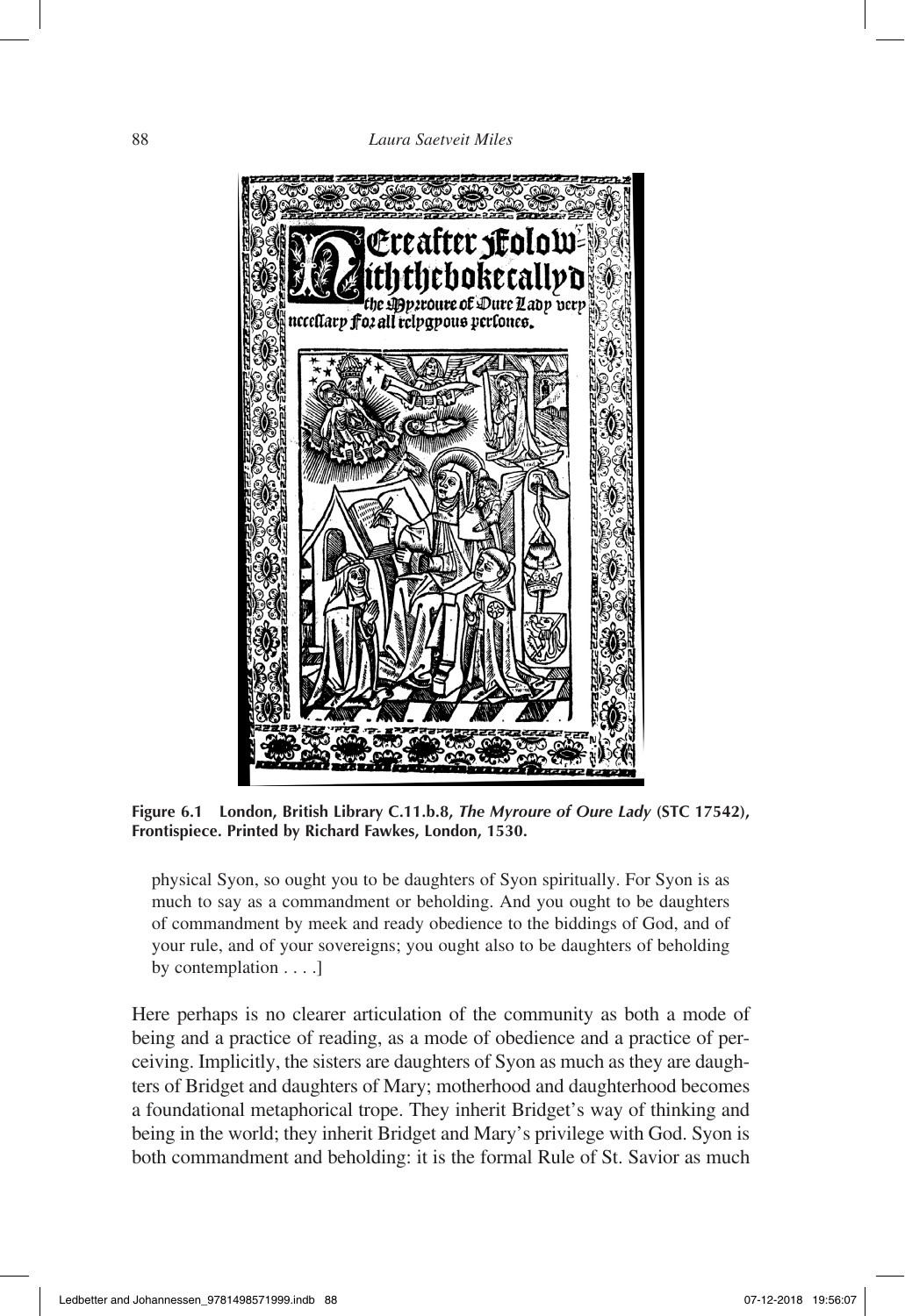**Figure 6.1 London, British Library C.11.b.8, *The Myroure of Oure Lady* (STC 17542), Frontispiece. Printed by Richard Fawkes, London, 1530.**

> physical Syon, so ought you to be daughters of Syon spiritually. For Syon is as much to say as a commandment or beholding. And you ought to be daughters of commandment by meek and ready obedience to the biddings of God, and of your rule, and of your sovereigns; you ought also to be daughters of beholding by contemplation . . . .]

Here perhaps is no clearer articulation of the community as both a mode of being and a practice of reading, as a mode of obedience and a practice of perceiving. Implicitly, the sisters are daughters of Syon as much as they are daughters of Bridget and daughters of Mary; motherhood and daughterhood becomes a foundational metaphorical trope. They inherit Bridget's way of thinking and being in the world; they inherit Bridget and Mary's privilege with God. Syon is both commandment and beholding: it is the formal Rule of St. Savior as much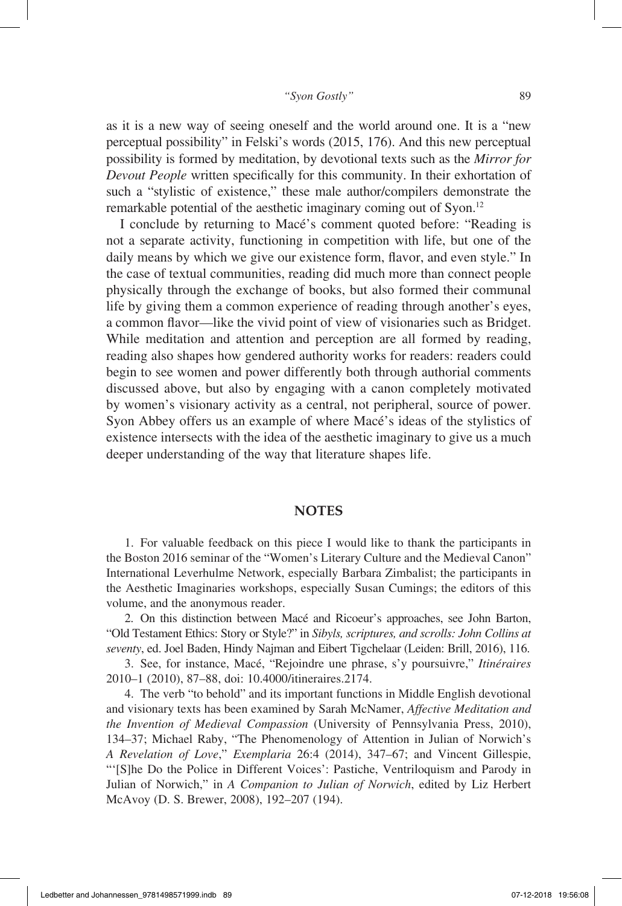as it is a new way of seeing oneself and the world around one. It is a "new perceptual possibility" in Felski's words (2015, 176). And this new perceptual possibility is formed by meditation, by devotional texts such as the *Mirror for Devout People* written specifically for this community. In their exhortation of such a "stylistic of existence," these male author/compilers demonstrate the remarkable potential of the aesthetic imaginary coming out of Syon.[12]

I conclude by returning to Macé's comment quoted before: "Reading is not a separate activity, functioning in competition with life, but one of the daily means by which we give our existence form, flavor, and even style." In the case of textual communities, reading did much more than connect people physically through the exchange of books, but also formed their communal life by giving them a common experience of reading through another's eyes, a common flavor—like the vivid point of view of visionaries such as Bridget. While meditation and attention and perception are all formed by reading, reading also shapes how gendered authority works for readers: readers could begin to see women and power differently both through authorial comments discussed above, but also by engaging with a canon completely motivated by women's visionary activity as a central, not peripheral, source of power. Syon Abbey offers us an example of where Macé's ideas of the stylistics of existence intersects with the idea of the aesthetic imaginary to give us a much deeper understanding of the way that literature shapes life.

## NOTES

1. For valuable feedback on this piece I would like to thank the participants in the Boston 2016 seminar of the "Women's Literary Culture and the Medieval Canon" International Leverhulme Network, especially Barbara Zimbalist; the participants in the Aesthetic Imaginaries workshops, especially Susan Cumings; the editors of this volume, and the anonymous reader.

2. On this distinction between Macé and Ricoeur's approaches, see John Barton, "Old Testament Ethics: Story or Style?" in *Sibyls, scriptures, and scrolls: John Collins at seventy*, ed. Joel Baden, Hindy Najman and Eibert Tigchelaar (Leiden: Brill, 2016), 116.

3. See, for instance, Macé, "Rejoindre une phrase, s'y poursuivre," *Itinéraires* 2010–1 (2010), 87–88, doi: 10.4000/itineraires.2174.

4. The verb "to behold" and its important functions in Middle English devotional and visionary texts has been examined by Sarah McNamer, *Affective Meditation and the Invention of Medieval Compassion* (University of Pennsylvania Press, 2010), 134–37; Michael Raby, "The Phenomenology of Attention in Julian of Norwich's *A Revelation of Love*," *Exemplaria* 26:4 (2014), 347–67; and Vincent Gillespie, "'[S]he Do the Police in Different Voices': Pastiche, Ventriloquism and Parody in Julian of Norwich," in *A Companion to Julian of Norwich*, edited by Liz Herbert McAvoy (D. S. Brewer, 2008), 192–207 (194).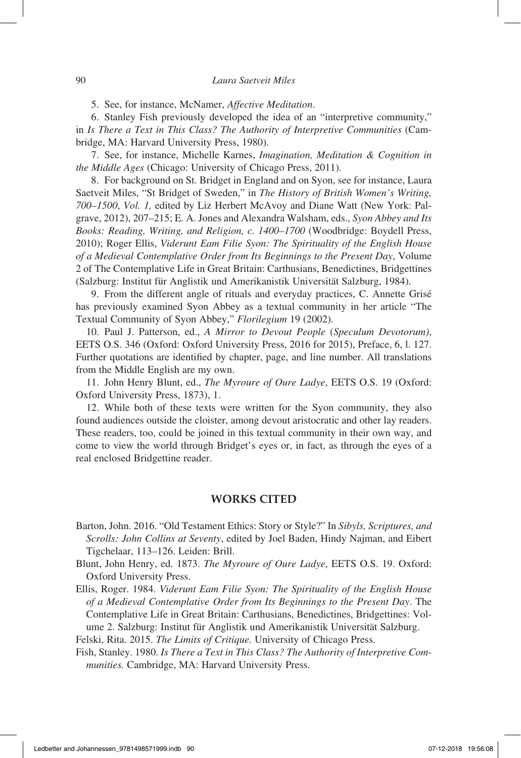5. See, for instance, McNamer, *Affective Meditation*.

6. Stanley Fish previously developed the idea of an "interpretive community," in *Is There a Text in This Class? The Authority of Interpretive Communities* (Cambridge, MA: Harvard University Press, 1980).

7. See, for instance, Michelle Karnes, *Imagination, Meditation & Cognition in the Middle Ages* (Chicago: University of Chicago Press, 2011).

8. For background on St. Bridget in England and on Syon, see for instance, Laura Saetveit Miles, "St Bridget of Sweden," in *The History of British Women's Writing, 700–1500*, *Vol. 1,* edited by Liz Herbert McAvoy and Diane Watt (New York: Palgrave, 2012), 207–215; E. A. Jones and Alexandra Walsham, eds., *Syon Abbey and Its Books: Reading, Writing, and Religion, c. 1400–1700* (Woodbridge: Boydell Press, 2010); Roger Ellis, *Viderunt Eam Filie Syon: The Spirituality of the English House of a Medieval Contemplative Order from Its Beginnings to the Present Day*, Volume 2 of The Contemplative Life in Great Britain: Carthusians, Benedictines, Bridgettines (Salzburg: Institut für Anglistik und Amerikanistik Universität Salzburg, 1984).

9. From the different angle of rituals and everyday practices, C. Annette Grisé has previously examined Syon Abbey as a textual community in her article "The Textual Community of Syon Abbey," *Florilegium* 19 (2002).

10. Paul J. Patterson, ed., *A Mirror to Devout People* (*Speculum Devotorum*), EETS O.S. 346 (Oxford: Oxford University Press, 2016 for 2015), Preface, 6, l. 127. Further quotations are identified by chapter, page, and line number. All translations from the Middle English are my own.

11. John Henry Blunt, ed., *The Myroure of Oure Ladye*, EETS O.S. 19 (Oxford: Oxford University Press, 1873), 1.

12. While both of these texts were written for the Syon community, they also found audiences outside the cloister, among devout aristocratic and other lay readers. These readers, too, could be joined in this textual community in their own way, and come to view the world through Bridget's eyes or, in fact, as through the eyes of a real enclosed Bridgettine reader.

## WORKS CITED

Barton, John. 2016. "Old Testament Ethics: Story or Style?" In *Sibyls, Scriptures, and Scrolls: John Collins at Seventy*, edited by Joel Baden, Hindy Najman, and Eibert Tigchelaar, 113–126. Leiden: Brill.

Blunt, John Henry, ed. 1873. *The Myroure of Oure Ladye*, EETS O.S. 19. Oxford: Oxford University Press.

Ellis, Roger. 1984. *Viderunt Eam Filie Syon: The Spirituality of the English House of a Medieval Contemplative Order from Its Beginnings to the Present Day*. The Contemplative Life in Great Britain: Carthusians, Benedictines, Bridgettines: Volume 2. Salzburg: Institut für Anglistik und Amerikanistik Universität Salzburg.

Felski, Rita. 2015. *The Limits of Critique.* University of Chicago Press.

Fish, Stanley. 1980. *Is There a Text in This Class? The Authority of Interpretive Communities.* Cambridge, MA: Harvard University Press.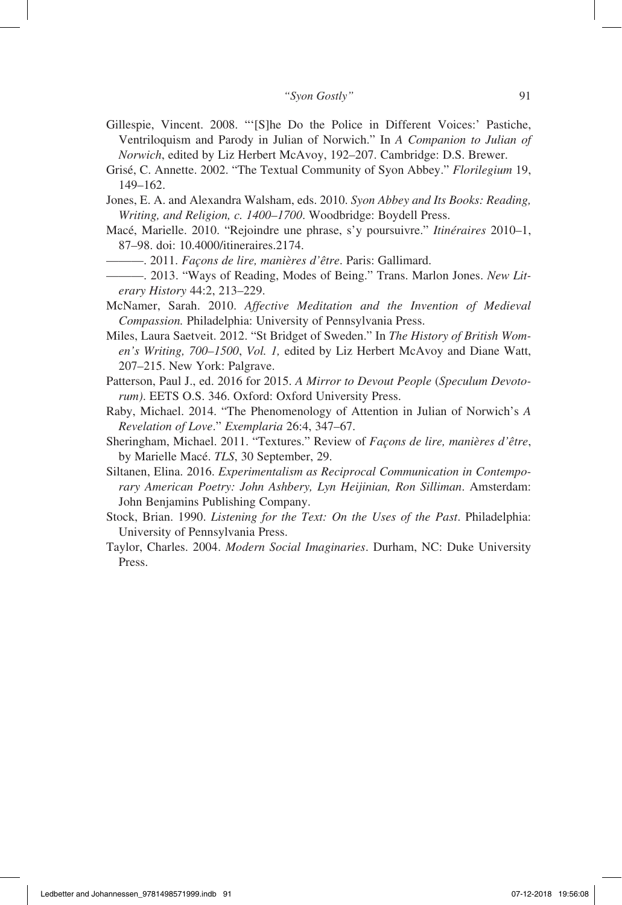Gillespie, Vincent. 2008. "'[S]he Do the Police in Different Voices:' Pastiche, Ventriloquism and Parody in Julian of Norwich." In *A Companion to Julian of Norwich*, edited by Liz Herbert McAvoy, 192–207. Cambridge: D.S. Brewer.

Grisé, C. Annette. 2002. "The Textual Community of Syon Abbey." *Florilegium* 19, 149–162.

Jones, E. A. and Alexandra Walsham, eds. 2010. *Syon Abbey and Its Books: Reading, Writing, and Religion, c. 1400–1700*. Woodbridge: Boydell Press.

Macé, Marielle. 2010. "Rejoindre une phrase, s'y poursuivre." *Itinéraires* 2010–1, 87–98. doi: 10.4000/itineraires.2174.

———. 2011. *Façons de lire, manières d'être*. Paris: Gallimard.

———. 2013. "Ways of Reading, Modes of Being." Trans. Marlon Jones. *New Literary History* 44:2, 213–229.

McNamer, Sarah. 2010. *Affective Meditation and the Invention of Medieval Compassion.* Philadelphia: University of Pennsylvania Press.

Miles, Laura Saetveit. 2012. "St Bridget of Sweden." In *The History of British Women's Writing, 700–1500*, *Vol. 1,* edited by Liz Herbert McAvoy and Diane Watt, 207–215. New York: Palgrave.

Patterson, Paul J., ed. 2016 for 2015. *A Mirror to Devout People* (*Speculum Devotorum).* EETS O.S. 346. Oxford: Oxford University Press.

Raby, Michael. 2014. "The Phenomenology of Attention in Julian of Norwich's *A Revelation of Love*." *Exemplaria* 26:4, 347–67.

Sheringham, Michael. 2011. "Textures." Review of *Façons de lire, manières d'être*, by Marielle Macé. *TLS*, 30 September, 29.

Siltanen, Elina. 2016. *Experimentalism as Reciprocal Communication in Contemporary American Poetry: John Ashbery, Lyn Heijinian, Ron Silliman*. Amsterdam: John Benjamins Publishing Company.

Stock, Brian. 1990. *Listening for the Text: On the Uses of the Past*. Philadelphia: University of Pennsylvania Press.

Taylor, Charles. 2004. *Modern Social Imaginaries*. Durham, NC: Duke University Press.